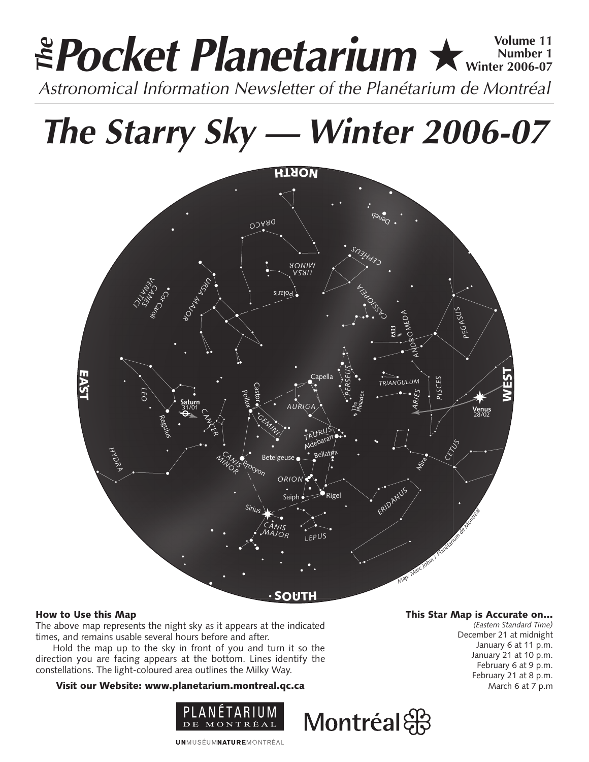# *The* Pocket Planetarium ★

**Volume 11 Number 1 Winter 2006-07**

*Astronomical Information Newsletter of the Planétarium de Montréal*

# *The Starry Sky — Winter 2006-07*

### How to Use this Map

The above map represents the night sky as it appears at the indicated times, and remains usable several hours before and after.

Hold the map up to the sky in front of you and turn it so the direction you are facing appears at the bottom. Lines identify the constellations. The light-coloured area outlines the Milky Way.

**Visit our Website: www.planetarium.montreal.qc.ca**

### This Star Map is Accurate on…

*(Eastern Standard Time)*

December 21 at midnight
January 6 at 11 p.m.
January 21 at 10 p.m.
February 6 at 9 p.m.
February 21 at 8 p.m.
March 6 at 7 p.m

PLANÉTARIUM DE MONTRÉAL

Montréal

UNMUSÉUMNATUREMONTRÉAL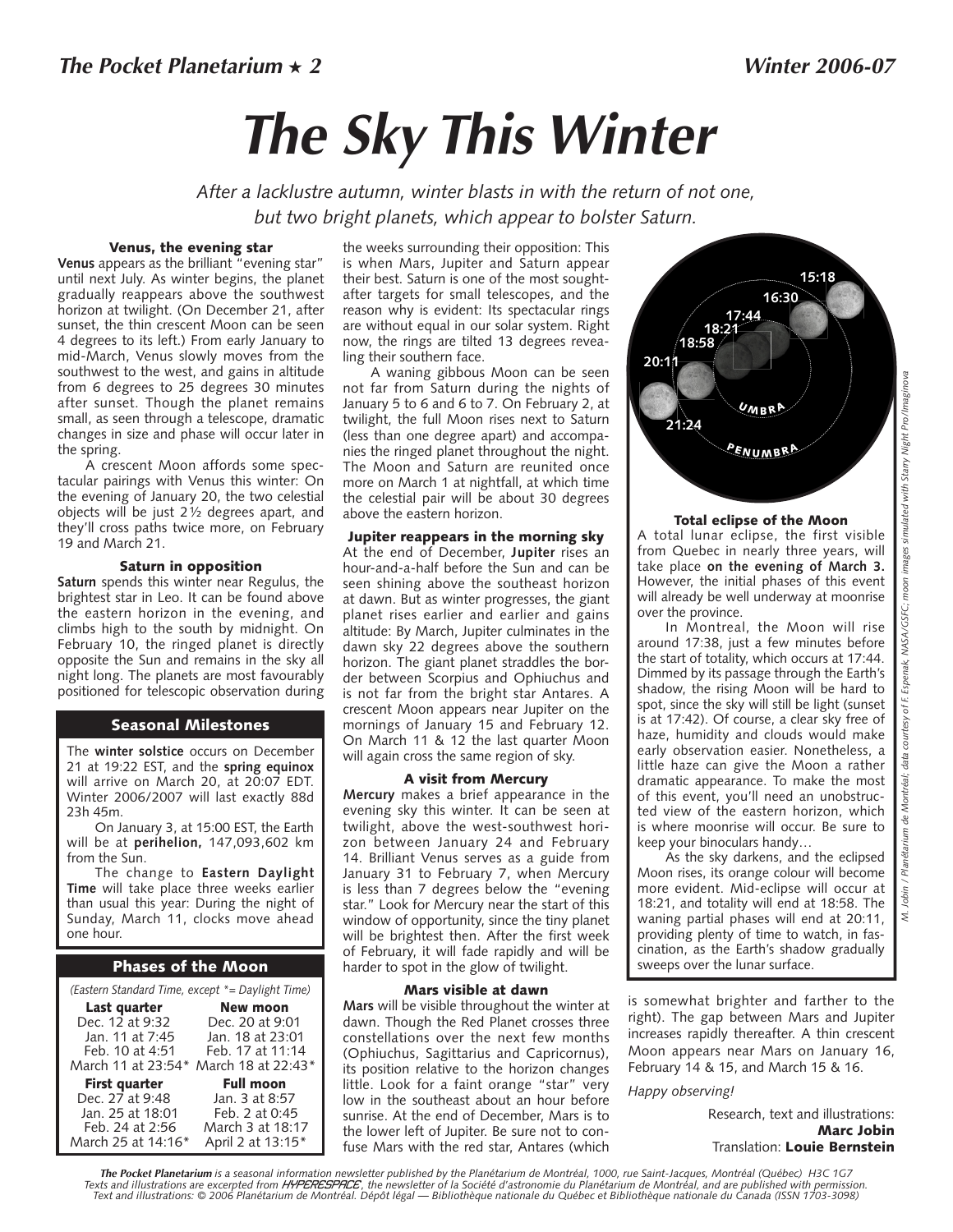# The Sky This Winter

*After a lacklustre autumn, winter blasts in with the return of not one, but two bright planets, which appear to bolster Saturn.*

### Venus, the evening star

**Venus** appears as the brilliant "evening star" until next July. As winter begins, the planet gradually reappears above the southwest horizon at twilight. (On December 21, after sunset, the thin crescent Moon can be seen 4 degrees to its left.) From early January to mid-March, Venus slowly moves from the southwest to the west, and gains in altitude from 6 degrees to 25 degrees 30 minutes after sunset. Though the planet remains small, as seen through a telescope, dramatic changes in size and phase will occur later in the spring.

A crescent Moon affords some spectacular pairings with Venus this winter: On the evening of January 20, the two celestial objects will be just 2½ degrees apart, and they'll cross paths twice more, on February 19 and March 21.

### Saturn in opposition

**Saturn** spends this winter near Regulus, the brightest star in Leo. It can be found above the eastern horizon in the evening, and climbs high to the south by midnight. On February 10, the ringed planet is directly opposite the Sun and remains in the sky all night long. The planets are most favourably positioned for telescopic observation during the weeks surrounding their opposition: This is when Mars, Jupiter and Saturn appear their best. Saturn is one of the most sought-after targets for small telescopes, and the reason why is evident: Its spectacular rings are without equal in our solar system. Right now, the rings are tilted 13 degrees revealing their southern face.

A waning gibbous Moon can be seen not far from Saturn during the nights of January 5 to 6 and 6 to 7. On February 2, at twilight, the full Moon rises next to Saturn (less than one degree apart) and accompanies the ringed planet throughout the night. The Moon and Saturn are reunited once more on March 1 at nightfall, at which time the celestial pair will be about 30 degrees above the eastern horizon.

### Jupiter reappears in the morning sky

At the end of December, **Jupiter** rises an hour-and-a-half before the Sun and can be seen shining above the southeast horizon at dawn. But as winter progresses, the giant planet rises earlier and earlier and gains altitude: By March, Jupiter culminates in the dawn sky 22 degrees above the southern horizon. The giant planet straddles the border between Scorpius and Ophiuchus and is not far from the bright star Antares. A crescent Moon appears near Jupiter on the mornings of January 15 and February 12. On March 11 & 12 the last quarter Moon will again cross the same region of sky.

### A visit from Mercury

**Mercury** makes a brief appearance in the evening sky this winter. It can be seen at twilight, above the west-southwest horizon between January 24 and February 14. Brilliant Venus serves as a guide from January 31 to February 7, when Mercury is less than 7 degrees below the "evening star." Look for Mercury near the start of this window of opportunity, since the tiny planet will be brightest then. After the first week of February, it will fade rapidly and will be harder to spot in the glow of twilight.

### Mars visible at dawn

**Mars** will be visible throughout the winter at dawn. Though the Red Planet crosses three constellations over the next few months (Ophiuchus, Sagittarius and Capricornus), its position relative to the horizon changes little. Look for a faint orange "star" very low in the southeast about an hour before sunrise. At the end of December, Mars is to the lower left of Jupiter. Be sure not to confuse Mars with the red star, Antares (which is somewhat brighter and farther to the right). The gap between Mars and Jupiter increases rapidly thereafter. A thin crescent Moon appears near Mars on January 16, February 14 & 15, and March 15 & 16.

*Happy observing!*

Research, text and illustrations: **Marc Jobin**
Translation: **Louie Bernstein**

### Seasonal Milestones

The **winter solstice** occurs on December 21 at 19:22 EST, and the **spring equinox** will arrive on March 20, at 20:07 EDT. Winter 2006/2007 will last exactly 88d 23h 45m.

On January 3, at 15:00 EST, the Earth will be at **perihelion,** 147,093,602 km from the Sun.

The change to **Eastern Daylight Time** will take place three weeks earlier than usual this year: During the night of Sunday, March 11, clocks move ahead one hour.

### Phases of the Moon

*(Eastern Standard Time, except * = Daylight Time)*

| Last quarter | New moon |
|---|---|
| Dec. 12 at 9:32 | Dec. 20 at 9:01 |
| Jan. 11 at 7:45 | Jan. 18 at 23:01 |
| Feb. 10 at 4:51 | Feb. 17 at 11:14 |
| March 11 at 23:54* | March 18 at 22:43* |
| **First quarter** | **Full moon** |
| Dec. 27 at 9:48 | Jan. 3 at 8:57 |
| Jan. 25 at 18:01 | Feb. 2 at 0:45 |
| Feb. 24 at 2:56 | March 3 at 18:17 |
| March 25 at 14:16* | April 2 at 13:15* |

15:18
16:30
17:44
18:21
18:58
20:11
21:24
UMBRA
PENUMBRA

*M. Jobin / Planétarium de Montréal; data courtesy of F. Espenak, NASA/GSFC; moon images simulated with Starry Night Pro/Imaginova*

### Total eclipse of the Moon

A total lunar eclipse, the first visible from Quebec in nearly three years, will take place **on the evening of March 3.** However, the initial phases of this event will already be well underway at moonrise over the province.

In Montreal, the Moon will rise around 17:38, just a few minutes before the start of totality, which occurs at 17:44. Dimmed by its passage through the Earth's shadow, the rising Moon will be hard to spot, since the sky will still be light (sunset is at 17:42). Of course, a clear sky free of haze, humidity and clouds would make early observation easier. Nonetheless, a little haze can give the Moon a rather dramatic appearance. To make the most of this event, you'll need an unobstructed view of the eastern horizon, which is where moonrise will occur. Be sure to keep your binoculars handy…

As the sky darkens, and the eclipsed Moon rises, its orange colour will become more evident. Mid-eclipse will occur at 18:21, and totality will end at 18:58. The waning partial phases will end at 20:11, providing plenty of time to watch, in fascination, as the Earth's shadow gradually sweeps over the lunar surface.

*The Pocket Planetarium is a seasonal information newsletter published by the Planétarium de Montréal, 1000, rue Saint-Jacques, Montréal (Québec) H3C 1G7*
*Texts and illustrations are excerpted from HYPERESPACE, the newsletter of la Société d'astronomie du Planétarium de Montréal, and are published with permission.*
*Text and illustrations: © 2006 Planétarium de Montréal. Dépôt légal — Bibliothèque nationale du Québec et Bibliothèque nationale du Canada (ISSN 1703-3098)*